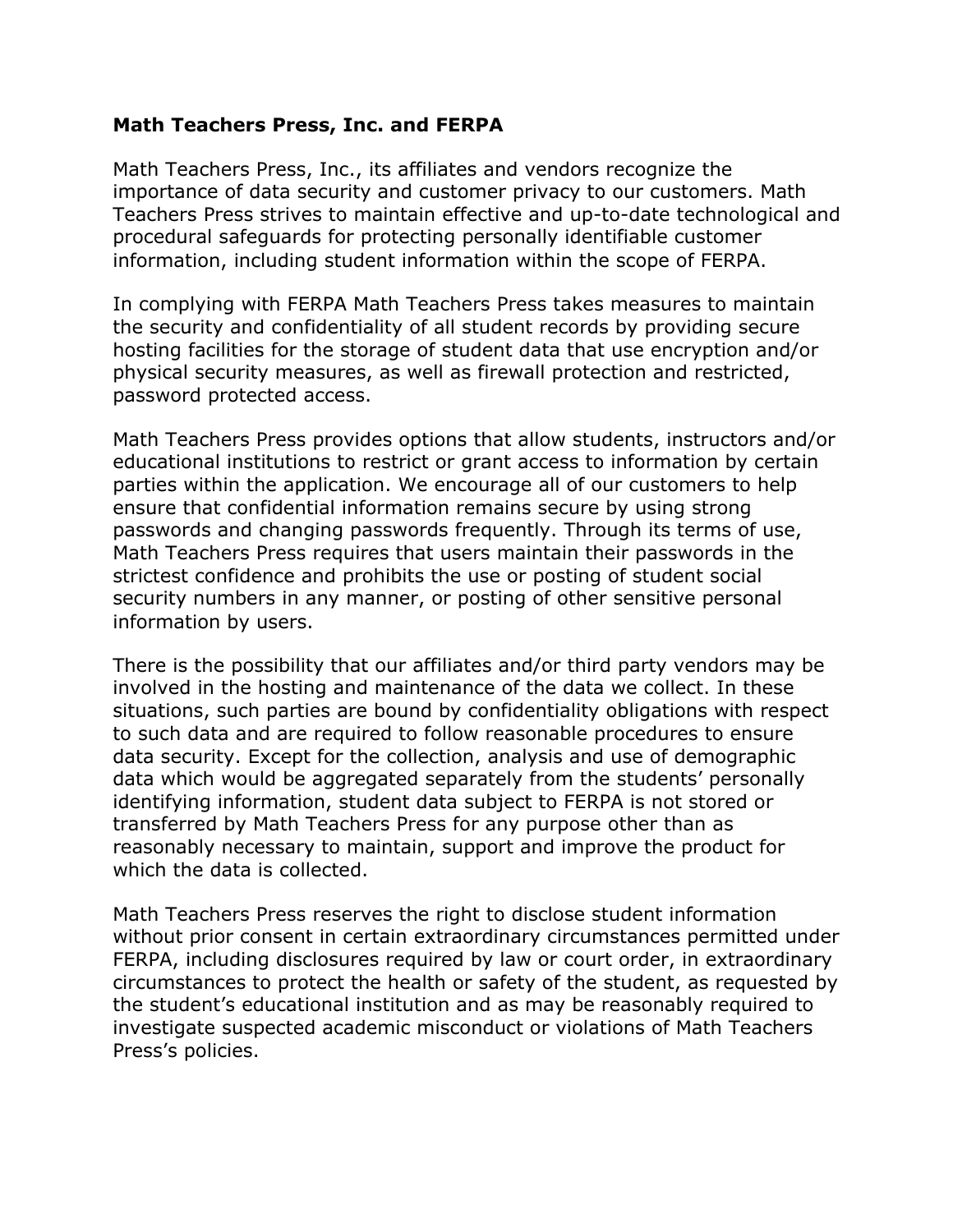**Math Teachers Press, Inc. and FERPA**

Math Teachers Press, Inc., its affiliates and vendors recognize the importance of data security and customer privacy to our customers. Math Teachers Press strives to maintain effective and up-to-date technological and procedural safeguards for protecting personally identifiable customer information, including student information within the scope of FERPA.

In complying with FERPA Math Teachers Press takes measures to maintain the security and confidentiality of all student records by providing secure hosting facilities for the storage of student data that use encryption and/or physical security measures, as well as firewall protection and restricted, password protected access.

Math Teachers Press provides options that allow students, instructors and/or educational institutions to restrict or grant access to information by certain parties within the application. We encourage all of our customers to help ensure that confidential information remains secure by using strong passwords and changing passwords frequently. Through its terms of use, Math Teachers Press requires that users maintain their passwords in the strictest confidence and prohibits the use or posting of student social security numbers in any manner, or posting of other sensitive personal information by users.

There is the possibility that our affiliates and/or third party vendors may be involved in the hosting and maintenance of the data we collect. In these situations, such parties are bound by confidentiality obligations with respect to such data and are required to follow reasonable procedures to ensure data security. Except for the collection, analysis and use of demographic data which would be aggregated separately from the students' personally identifying information, student data subject to FERPA is not stored or transferred by Math Teachers Press for any purpose other than as reasonably necessary to maintain, support and improve the product for which the data is collected.

Math Teachers Press reserves the right to disclose student information without prior consent in certain extraordinary circumstances permitted under FERPA, including disclosures required by law or court order, in extraordinary circumstances to protect the health or safety of the student, as requested by the student's educational institution and as may be reasonably required to investigate suspected academic misconduct or violations of Math Teachers Press's policies.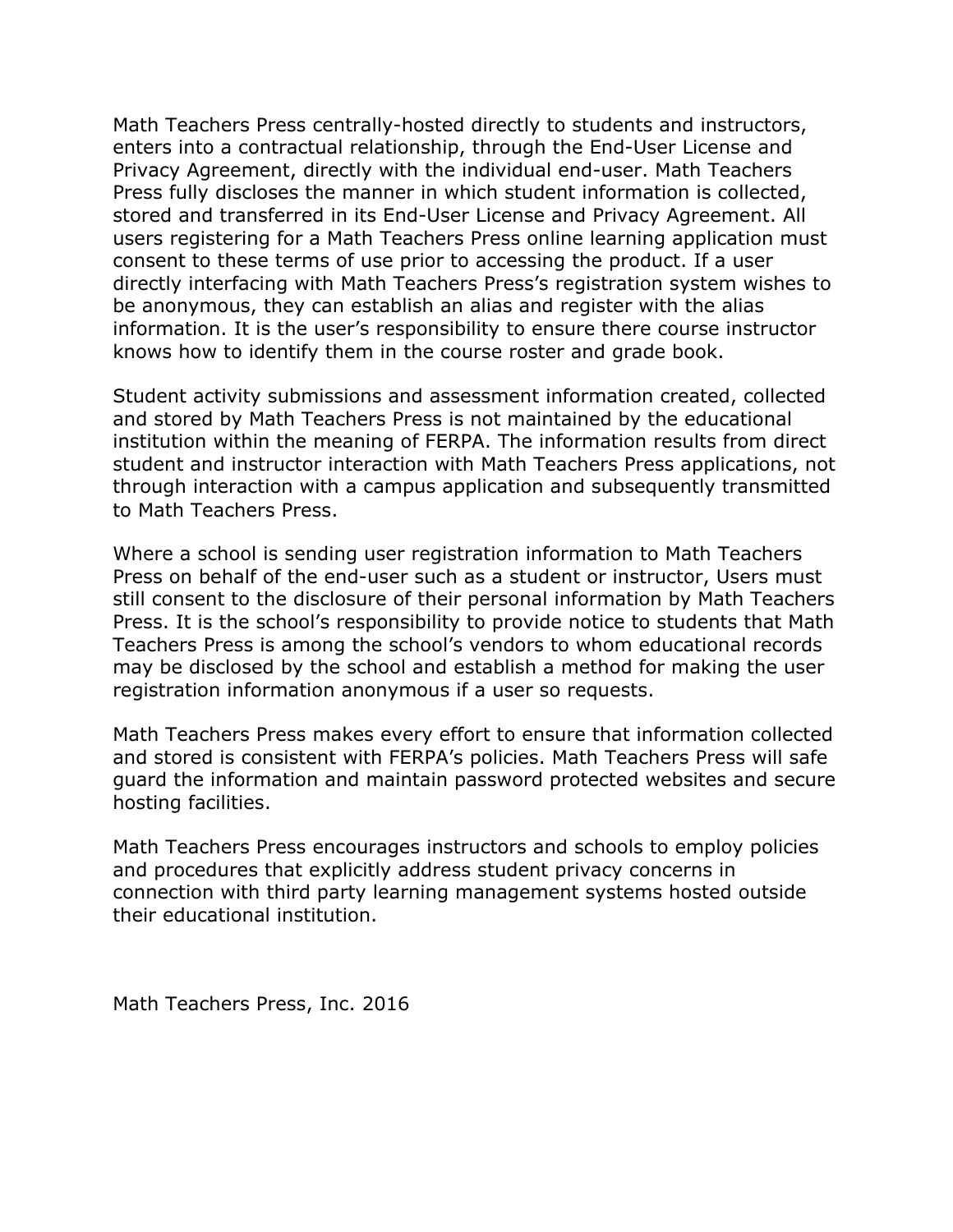Math Teachers Press centrally-hosted directly to students and instructors, enters into a contractual relationship, through the End-User License and Privacy Agreement, directly with the individual end-user. Math Teachers Press fully discloses the manner in which student information is collected, stored and transferred in its End-User License and Privacy Agreement. All users registering for a Math Teachers Press online learning application must consent to these terms of use prior to accessing the product. If a user directly interfacing with Math Teachers Press's registration system wishes to be anonymous, they can establish an alias and register with the alias information. It is the user's responsibility to ensure there course instructor knows how to identify them in the course roster and grade book.

Student activity submissions and assessment information created, collected and stored by Math Teachers Press is not maintained by the educational institution within the meaning of FERPA. The information results from direct student and instructor interaction with Math Teachers Press applications, not through interaction with a campus application and subsequently transmitted to Math Teachers Press.

Where a school is sending user registration information to Math Teachers Press on behalf of the end-user such as a student or instructor, Users must still consent to the disclosure of their personal information by Math Teachers Press. It is the school's responsibility to provide notice to students that Math Teachers Press is among the school's vendors to whom educational records may be disclosed by the school and establish a method for making the user registration information anonymous if a user so requests.

Math Teachers Press makes every effort to ensure that information collected and stored is consistent with FERPA's policies. Math Teachers Press will safe guard the information and maintain password protected websites and secure hosting facilities.

Math Teachers Press encourages instructors and schools to employ policies and procedures that explicitly address student privacy concerns in connection with third party learning management systems hosted outside their educational institution.

Math Teachers Press, Inc. 2016